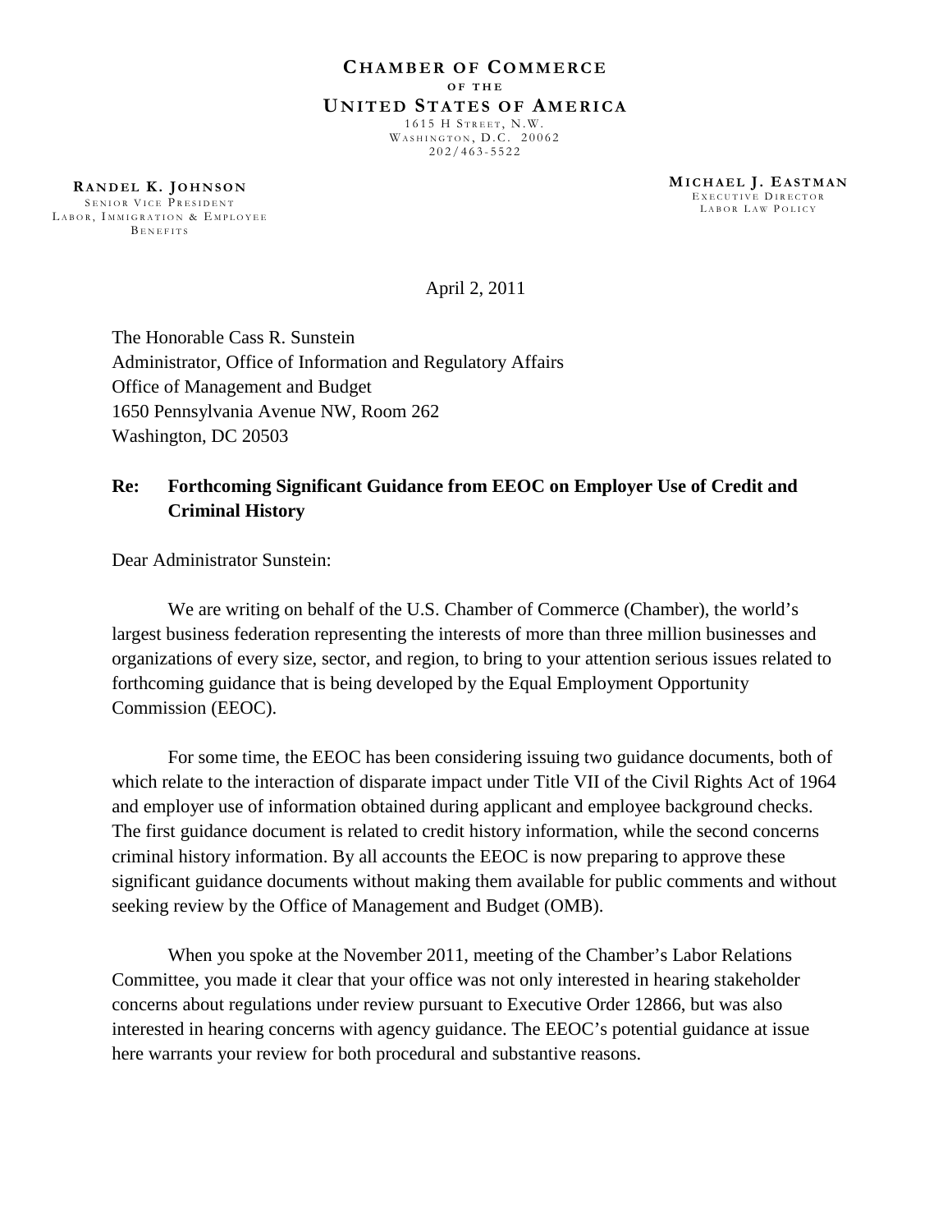**CHAMBER OF COMMERCE**
**OF THE**
**UNITED STATES OF AMERICA**
1615 H STREET, N.W.
WASHINGTON, D.C. 20062
202/463-5522

**RANDEL K. JOHNSON**
SENIOR VICE PRESIDENT
LABOR, IMMIGRATION & EMPLOYEE BENEFITS

**MICHAEL J. EASTMAN**
EXECUTIVE DIRECTOR
LABOR LAW POLICY

April 2, 2011

The Honorable Cass R. Sunstein
Administrator, Office of Information and Regulatory Affairs
Office of Management and Budget
1650 Pennsylvania Avenue NW, Room 262
Washington, DC 20503

**Re: Forthcoming Significant Guidance from EEOC on Employer Use of Credit and Criminal History**

Dear Administrator Sunstein:

We are writing on behalf of the U.S. Chamber of Commerce (Chamber), the world's largest business federation representing the interests of more than three million businesses and organizations of every size, sector, and region, to bring to your attention serious issues related to forthcoming guidance that is being developed by the Equal Employment Opportunity Commission (EEOC).

For some time, the EEOC has been considering issuing two guidance documents, both of which relate to the interaction of disparate impact under Title VII of the Civil Rights Act of 1964 and employer use of information obtained during applicant and employee background checks. The first guidance document is related to credit history information, while the second concerns criminal history information. By all accounts the EEOC is now preparing to approve these significant guidance documents without making them available for public comments and without seeking review by the Office of Management and Budget (OMB).

When you spoke at the November 2011, meeting of the Chamber's Labor Relations Committee, you made it clear that your office was not only interested in hearing stakeholder concerns about regulations under review pursuant to Executive Order 12866, but was also interested in hearing concerns with agency guidance. The EEOC's potential guidance at issue here warrants your review for both procedural and substantive reasons.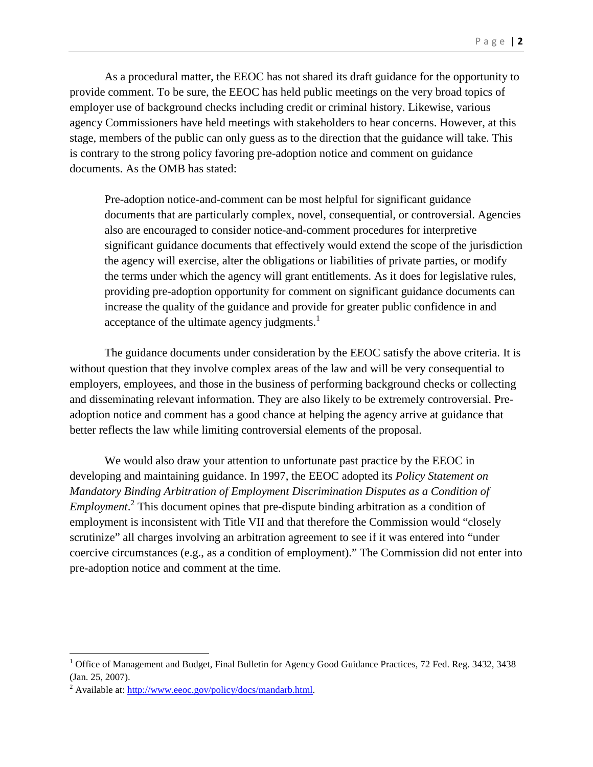As a procedural matter, the EEOC has not shared its draft guidance for the opportunity to provide comment. To be sure, the EEOC has held public meetings on the very broad topics of employer use of background checks including credit or criminal history. Likewise, various agency Commissioners have held meetings with stakeholders to hear concerns. However, at this stage, members of the public can only guess as to the direction that the guidance will take. This is contrary to the strong policy favoring pre-adoption notice and comment on guidance documents. As the OMB has stated:

> Pre-adoption notice-and-comment can be most helpful for significant guidance documents that are particularly complex, novel, consequential, or controversial. Agencies also are encouraged to consider notice-and-comment procedures for interpretive significant guidance documents that effectively would extend the scope of the jurisdiction the agency will exercise, alter the obligations or liabilities of private parties, or modify the terms under which the agency will grant entitlements. As it does for legislative rules, providing pre-adoption opportunity for comment on significant guidance documents can increase the quality of the guidance and provide for greater public confidence in and acceptance of the ultimate agency judgments.[1]

The guidance documents under consideration by the EEOC satisfy the above criteria. It is without question that they involve complex areas of the law and will be very consequential to employers, employees, and those in the business of performing background checks or collecting and disseminating relevant information. They are also likely to be extremely controversial. Pre-adoption notice and comment has a good chance at helping the agency arrive at guidance that better reflects the law while limiting controversial elements of the proposal.

We would also draw your attention to unfortunate past practice by the EEOC in developing and maintaining guidance. In 1997, the EEOC adopted its *Policy Statement on Mandatory Binding Arbitration of Employment Discrimination Disputes as a Condition of Employment*.[2] This document opines that pre-dispute binding arbitration as a condition of employment is inconsistent with Title VII and that therefore the Commission would "closely scrutinize" all charges involving an arbitration agreement to see if it was entered into "under coercive circumstances (e.g., as a condition of employment)." The Commission did not enter into pre-adoption notice and comment at the time.

---

[1] Office of Management and Budget, Final Bulletin for Agency Good Guidance Practices, 72 Fed. Reg. 3432, 3438 (Jan. 25, 2007).

[2] Available at: http://www.eeoc.gov/policy/docs/mandarb.html.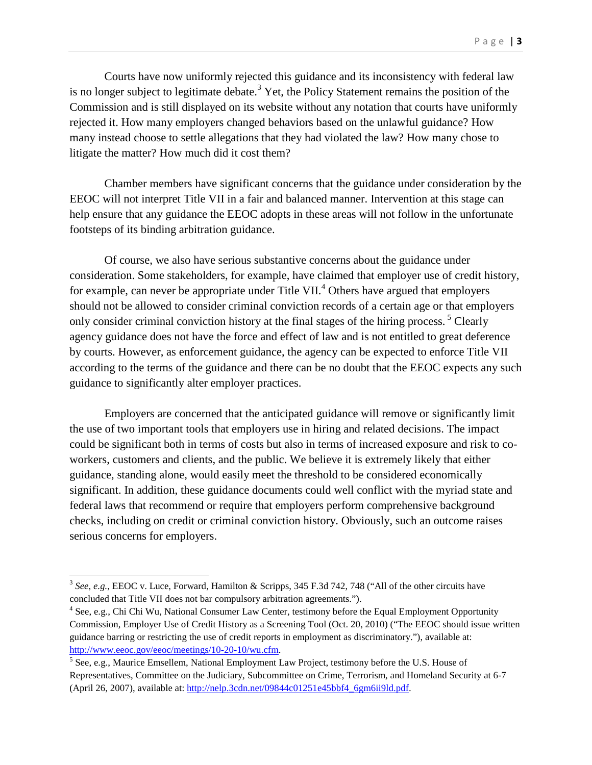Courts have now uniformly rejected this guidance and its inconsistency with federal law is no longer subject to legitimate debate.[3] Yet, the Policy Statement remains the position of the Commission and is still displayed on its website without any notation that courts have uniformly rejected it. How many employers changed behaviors based on the unlawful guidance? How many instead choose to settle allegations that they had violated the law? How many chose to litigate the matter? How much did it cost them?

Chamber members have significant concerns that the guidance under consideration by the EEOC will not interpret Title VII in a fair and balanced manner. Intervention at this stage can help ensure that any guidance the EEOC adopts in these areas will not follow in the unfortunate footsteps of its binding arbitration guidance.

Of course, we also have serious substantive concerns about the guidance under consideration. Some stakeholders, for example, have claimed that employer use of credit history, for example, can never be appropriate under Title VII.[4] Others have argued that employers should not be allowed to consider criminal conviction records of a certain age or that employers only consider criminal conviction history at the final stages of the hiring process.[5] Clearly agency guidance does not have the force and effect of law and is not entitled to great deference by courts. However, as enforcement guidance, the agency can be expected to enforce Title VII according to the terms of the guidance and there can be no doubt that the EEOC expects any such guidance to significantly alter employer practices.

Employers are concerned that the anticipated guidance will remove or significantly limit the use of two important tools that employers use in hiring and related decisions. The impact could be significant both in terms of costs but also in terms of increased exposure and risk to co-workers, customers and clients, and the public. We believe it is extremely likely that either guidance, standing alone, would easily meet the threshold to be considered economically significant. In addition, these guidance documents could well conflict with the myriad state and federal laws that recommend or require that employers perform comprehensive background checks, including on credit or criminal conviction history. Obviously, such an outcome raises serious concerns for employers.

---

[3] *See, e.g.*, EEOC v. Luce, Forward, Hamilton & Scripps, 345 F.3d 742, 748 ("All of the other circuits have concluded that Title VII does not bar compulsory arbitration agreements.").

[4] See, e.g., Chi Chi Wu, National Consumer Law Center, testimony before the Equal Employment Opportunity Commission, Employer Use of Credit History as a Screening Tool (Oct. 20, 2010) ("The EEOC should issue written guidance barring or restricting the use of credit reports in employment as discriminatory."), available at: http://www.eeoc.gov/eeoc/meetings/10-20-10/wu.cfm.

[5] See, e.g., Maurice Emsellem, National Employment Law Project, testimony before the U.S. House of Representatives, Committee on the Judiciary, Subcommittee on Crime, Terrorism, and Homeland Security at 6-7 (April 26, 2007), available at: http://nelp.3cdn.net/09844c01251e45bbf4_6gm6ii9ld.pdf.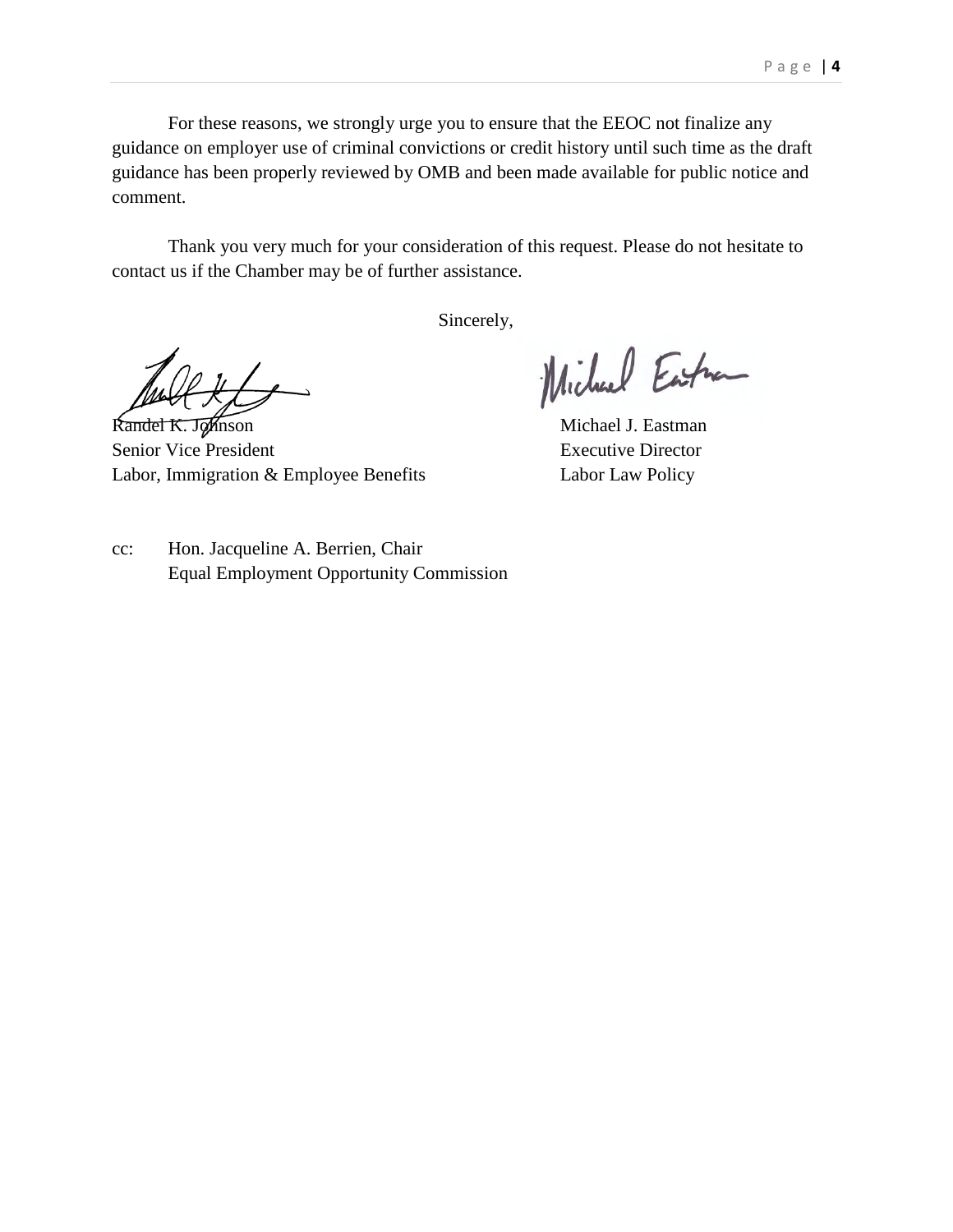For these reasons, we strongly urge you to ensure that the EEOC not finalize any guidance on employer use of criminal convictions or credit history until such time as the draft guidance has been properly reviewed by OMB and been made available for public notice and comment.

Thank you very much for your consideration of this request. Please do not hesitate to contact us if the Chamber may be of further assistance.

Sincerely,

Randel K. Johnson
Senior Vice President
Labor, Immigration & Employee Benefits

Michael J. Eastman
Executive Director
Labor Law Policy

cc: Hon. Jacqueline A. Berrien, Chair
Equal Employment Opportunity Commission